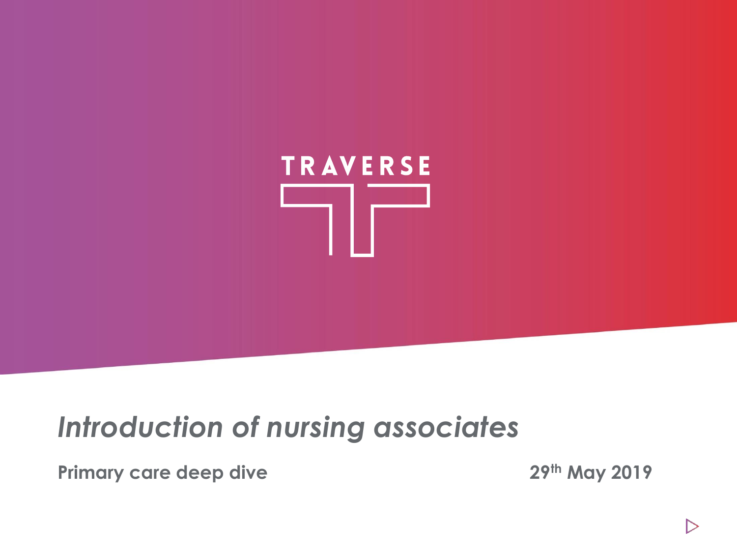TRAVERSE

# *Introduction of nursing associates*

**Primary care deep dive**

**29th May 2019**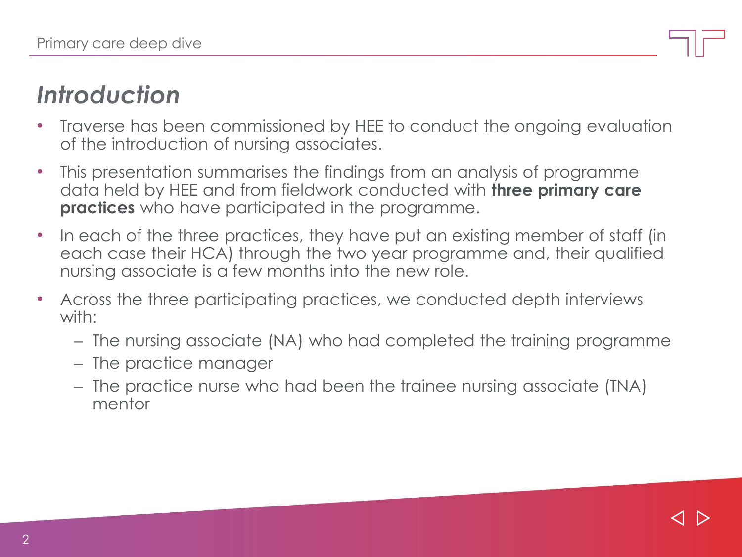# *Introduction*

- Traverse has been commissioned by HEE to conduct the ongoing evaluation of the introduction of nursing associates.
- This presentation summarises the findings from an analysis of programme data held by HEE and from fieldwork conducted with **three primary care practices** who have participated in the programme.
- In each of the three practices, they have put an existing member of staff (in each case their HCA) through the two year programme and, their qualified nursing associate is a few months into the new role.
- Across the three participating practices, we conducted depth interviews with:
  - The nursing associate (NA) who had completed the training programme
  - The practice manager
  - The practice nurse who had been the trainee nursing associate (TNA) mentor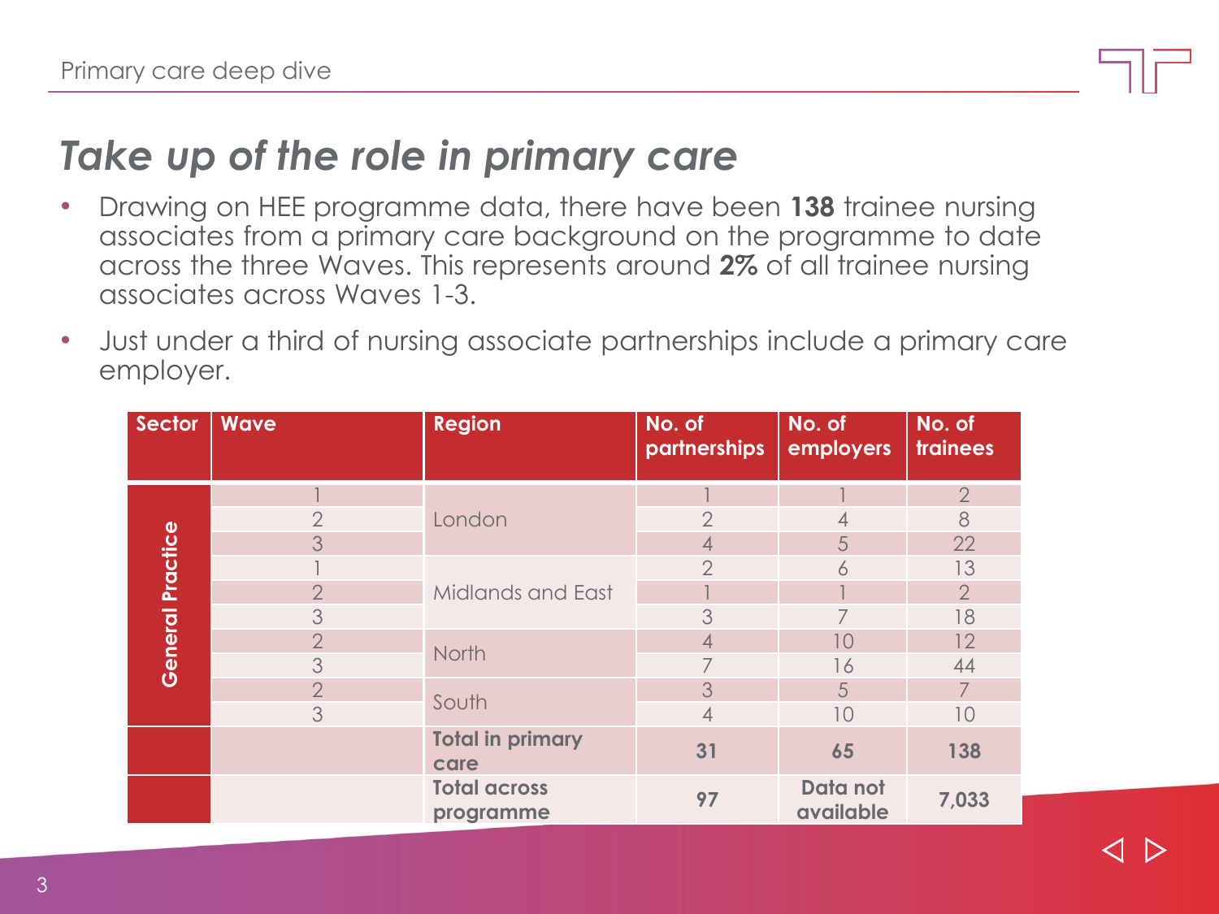# Take up of the role in primary care

- Drawing on HEE programme data, there have been **138** trainee nursing associates from a primary care background on the programme to date across the three Waves. This represents around **2%** of all trainee nursing associates across Waves 1-3.
- Just under a third of nursing associate partnerships include a primary care employer.

| Sector | Wave | Region | No. of partnerships | No. of employers | No. of trainees |
|---|---|---|---|---|---|
| General Practice | 1 | London | 1 | 1 | 2 |
| | 2 | | 2 | 4 | 8 |
| | 3 | | 4 | 5 | 22 |
| | 1 | Midlands and East | 2 | 6 | 13 |
| | 2 | | 1 | 1 | 2 |
| | 3 | | 3 | 7 | 18 |
| | 2 | North | 4 | 10 | 12 |
| | 3 | | 7 | 16 | 44 |
| | 2 | South | 3 | 5 | 7 |
| | 3 | | 4 | 10 | 10 |
| | | **Total in primary care** | **31** | **65** | **138** |
| | | **Total across programme** | **97** | **Data not available** | **7,033** |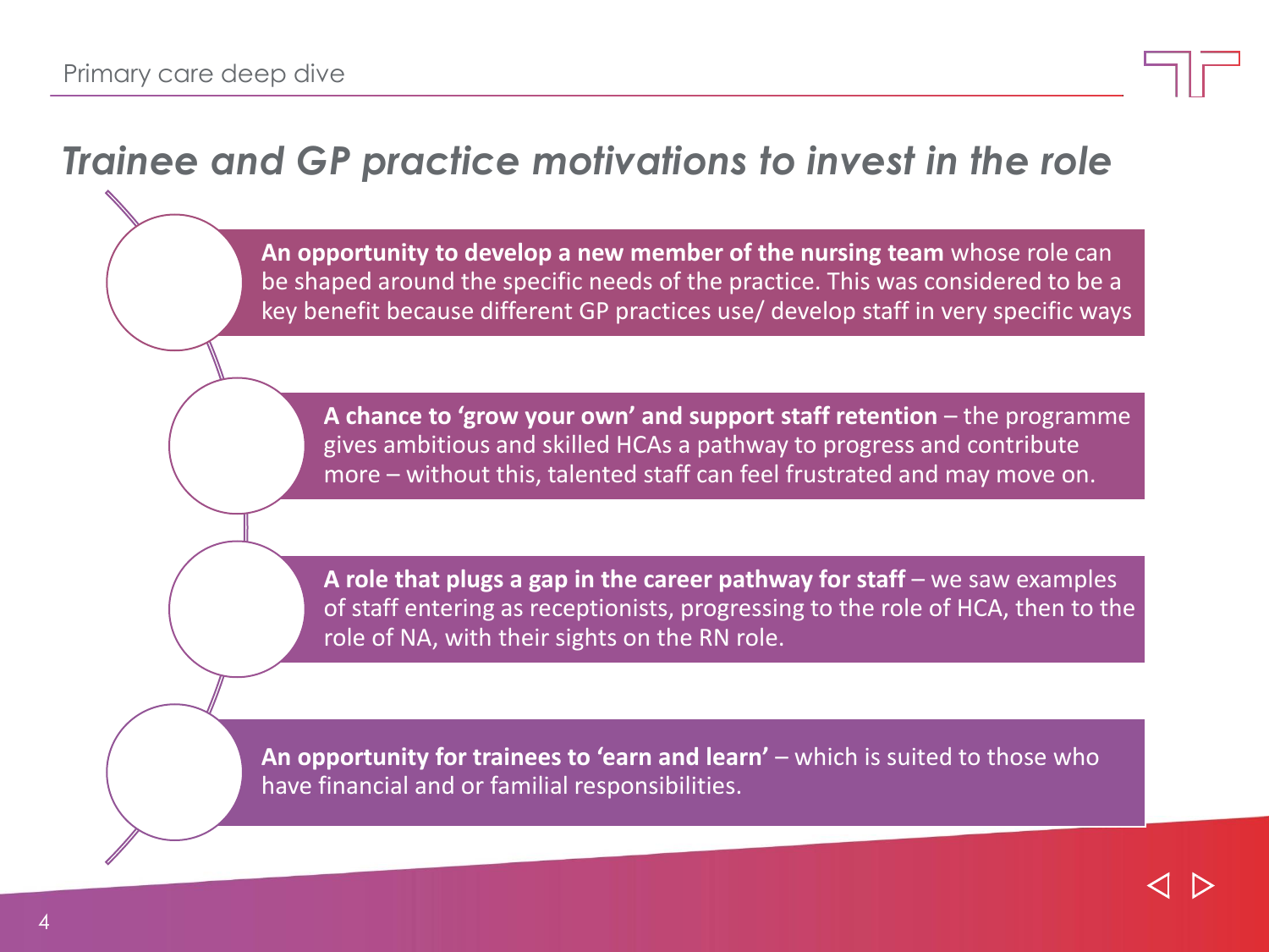# Trainee and GP practice motivations to invest in the role

**An opportunity to develop a new member of the nursing team** whose role can be shaped around the specific needs of the practice. This was considered to be a key benefit because different GP practices use/ develop staff in very specific ways

**A chance to 'grow your own' and support staff retention** – the programme gives ambitious and skilled HCAs a pathway to progress and contribute more – without this, talented staff can feel frustrated and may move on.

**A role that plugs a gap in the career pathway for staff** – we saw examples of staff entering as receptionists, progressing to the role of HCA, then to the role of NA, with their sights on the RN role.

**An opportunity for trainees to 'earn and learn'** – which is suited to those who have financial and or familial responsibilities.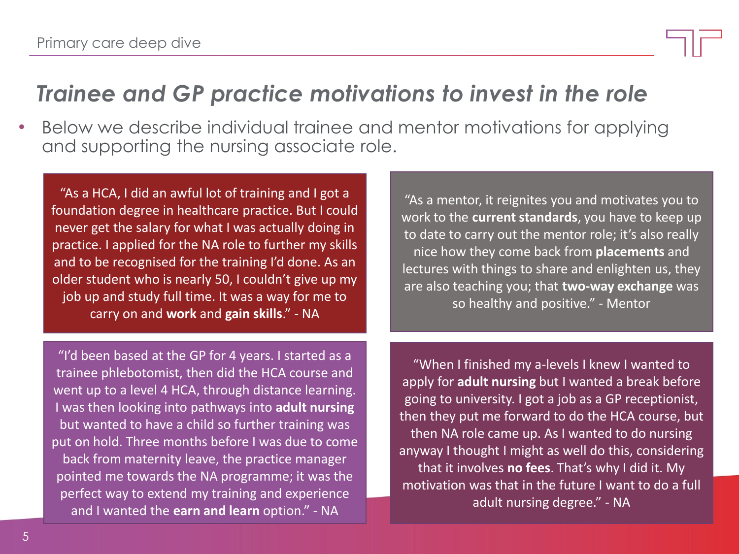## *Trainee and GP practice motivations to invest in the role*

- Below we describe individual trainee and mentor motivations for applying and supporting the nursing associate role.

"As a HCA, I did an awful lot of training and I got a foundation degree in healthcare practice. But I could never get the salary for what I was actually doing in practice. I applied for the NA role to further my skills and to be recognised for the training I'd done. As an older student who is nearly 50, I couldn't give up my job up and study full time. It was a way for me to carry on and **work** and **gain skills**." - NA

"I'd been based at the GP for 4 years. I started as a trainee phlebotomist, then did the HCA course and went up to a level 4 HCA, through distance learning. I was then looking into pathways into **adult nursing** but wanted to have a child so further training was put on hold. Three months before I was due to come back from maternity leave, the practice manager pointed me towards the NA programme; it was the perfect way to extend my training and experience and I wanted the **earn and learn** option." - NA

"As a mentor, it reignites you and motivates you to work to the **current standards**, you have to keep up to date to carry out the mentor role; it's also really nice how they come back from **placements** and lectures with things to share and enlighten us, they are also teaching you; that **two-way exchange** was so healthy and positive." - Mentor

"When I finished my a-levels I knew I wanted to apply for **adult nursing** but I wanted a break before going to university. I got a job as a GP receptionist, then they put me forward to do the HCA course, but then NA role came up. As I wanted to do nursing anyway I thought I might as well do this, considering that it involves **no fees**. That's why I did it. My motivation was that in the future I want to do a full adult nursing degree." - NA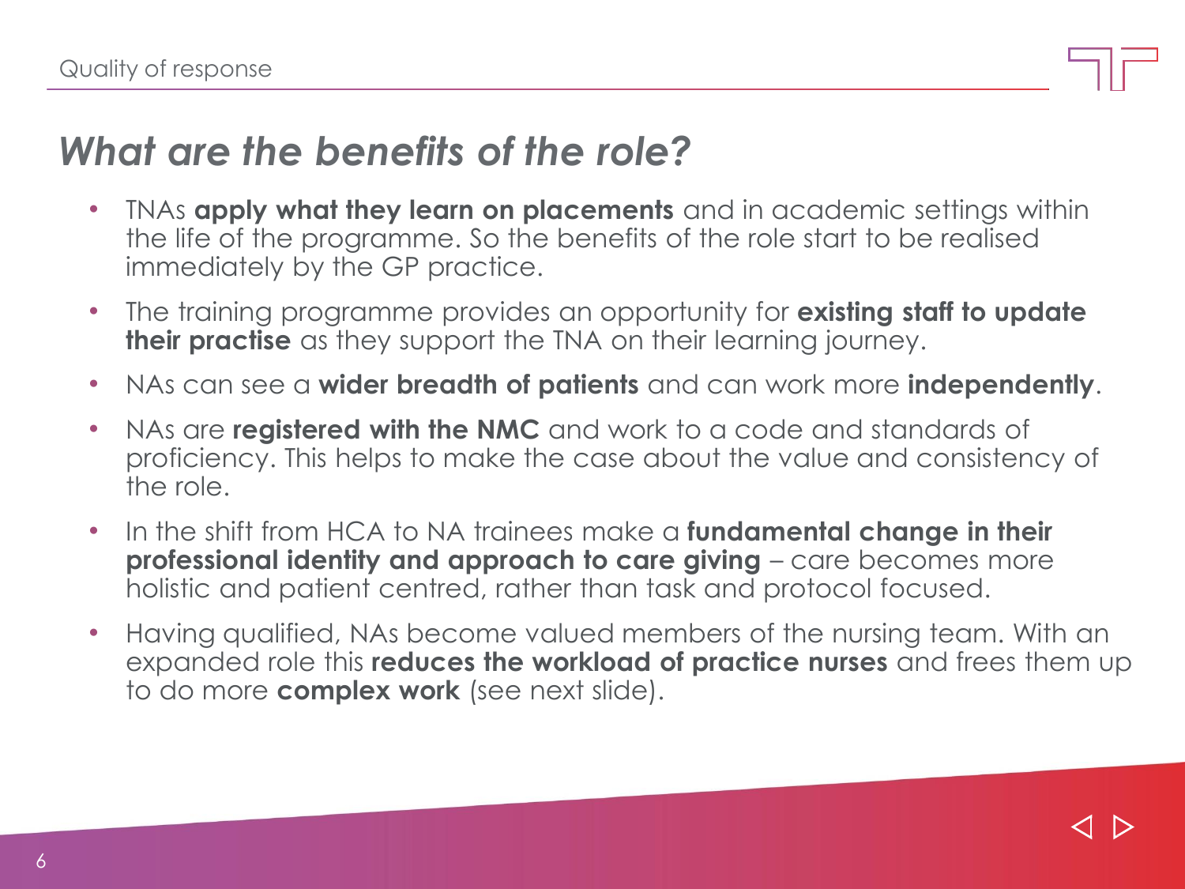Quality of response

## *What are the benefits of the role?*

- TNAs **apply what they learn on placements** and in academic settings within the life of the programme. So the benefits of the role start to be realised immediately by the GP practice.
- The training programme provides an opportunity for **existing staff to update their practise** as they support the TNA on their learning journey.
- NAs can see a **wider breadth of patients** and can work more **independently**.
- NAs are **registered with the NMC** and work to a code and standards of proficiency. This helps to make the case about the value and consistency of the role.
- In the shift from HCA to NA trainees make a **fundamental change in their professional identity and approach to care giving** – care becomes more holistic and patient centred, rather than task and protocol focused.
- Having qualified, NAs become valued members of the nursing team. With an expanded role this **reduces the workload of practice nurses** and frees them up to do more **complex work** (see next slide).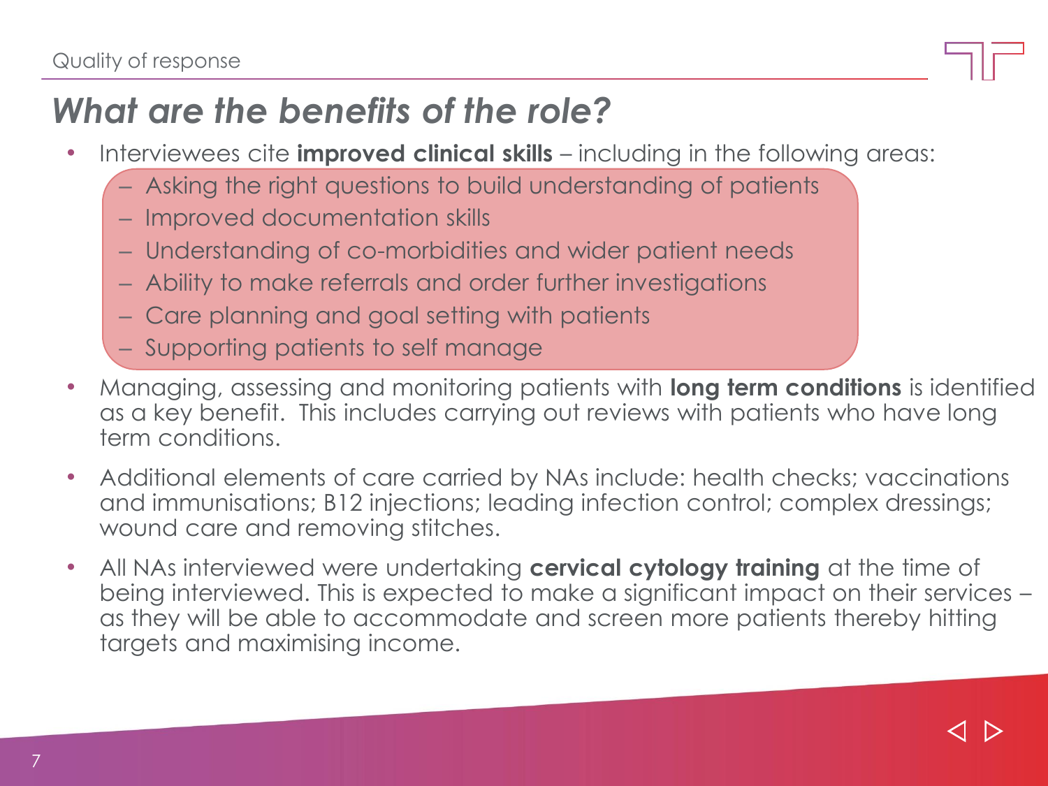# What are the benefits of the role?

- Interviewees cite **improved clinical skills** – including in the following areas:
  - Asking the right questions to build understanding of patients
  - Improved documentation skills
  - Understanding of co-morbidities and wider patient needs
  - Ability to make referrals and order further investigations
  - Care planning and goal setting with patients
  - Supporting patients to self manage
- Managing, assessing and monitoring patients with **long term conditions** is identified as a key benefit. This includes carrying out reviews with patients who have long term conditions.
- Additional elements of care carried by NAs include: health checks; vaccinations and immunisations; B12 injections; leading infection control; complex dressings; wound care and removing stitches.
- All NAs interviewed were undertaking **cervical cytology training** at the time of being interviewed. This is expected to make a significant impact on their services – as they will be able to accommodate and screen more patients thereby hitting targets and maximising income.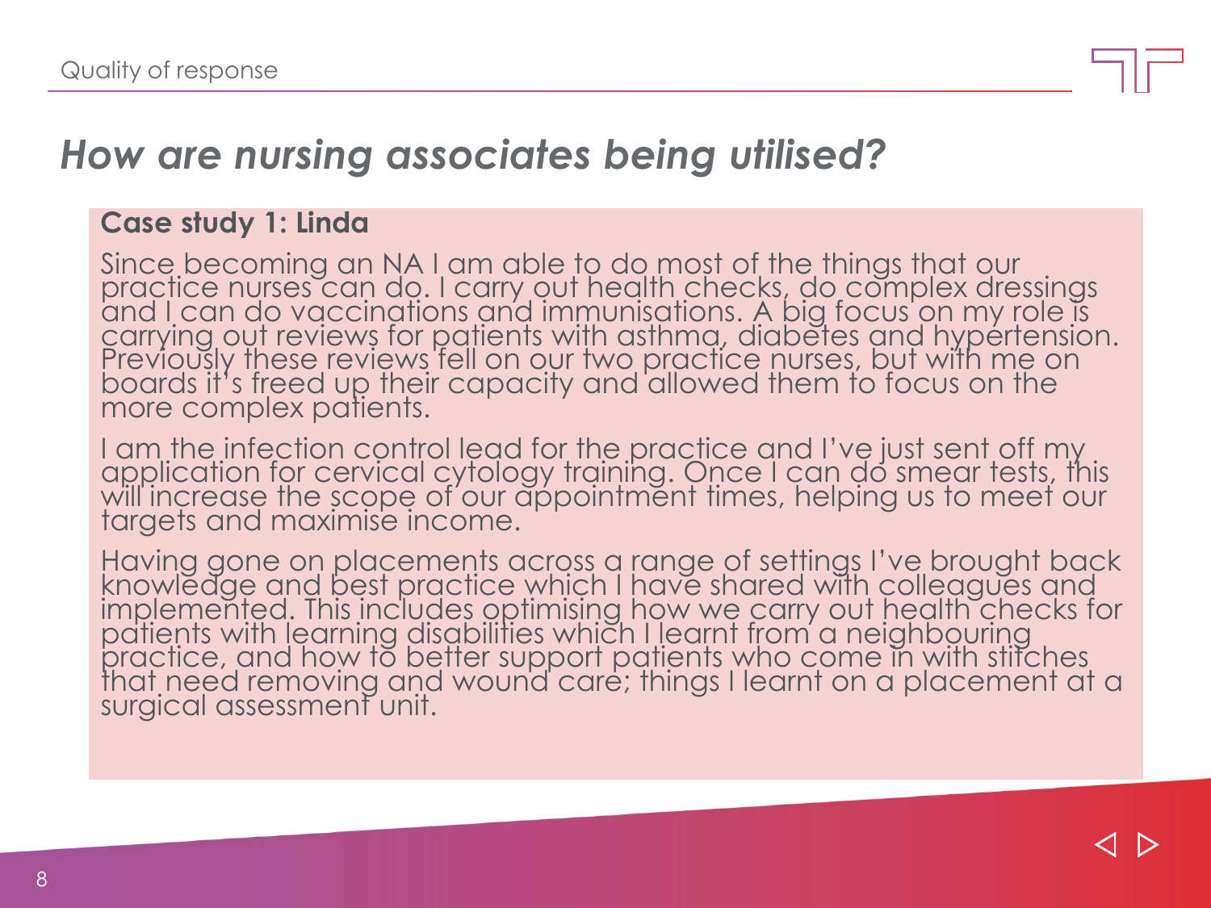## *How are nursing associates being utilised?*

**Case study 1: Linda**

Since becoming an NA I am able to do most of the things that our practice nurses can do. I carry out health checks, do complex dressings and I can do vaccinations and immunisations. A big focus on my role is carrying out reviews for patients with asthma, diabetes and hypertension. Previously these reviews fell on our two practice nurses, but with me on boards it's freed up their capacity and allowed them to focus on the more complex patients.

I am the infection control lead for the practice and I've just sent off my application for cervical cytology training. Once I can do smear tests, this will increase the scope of our appointment times, helping us to meet our targets and maximise income.

Having gone on placements across a range of settings I've brought back knowledge and best practice which I have shared with colleagues and implemented. This includes optimising how we carry out health checks for patients with learning disabilities which I learnt from a neighbouring practice, and how to better support patients who come in with stitches that need removing and wound care; things I learnt on a placement at a surgical assessment unit.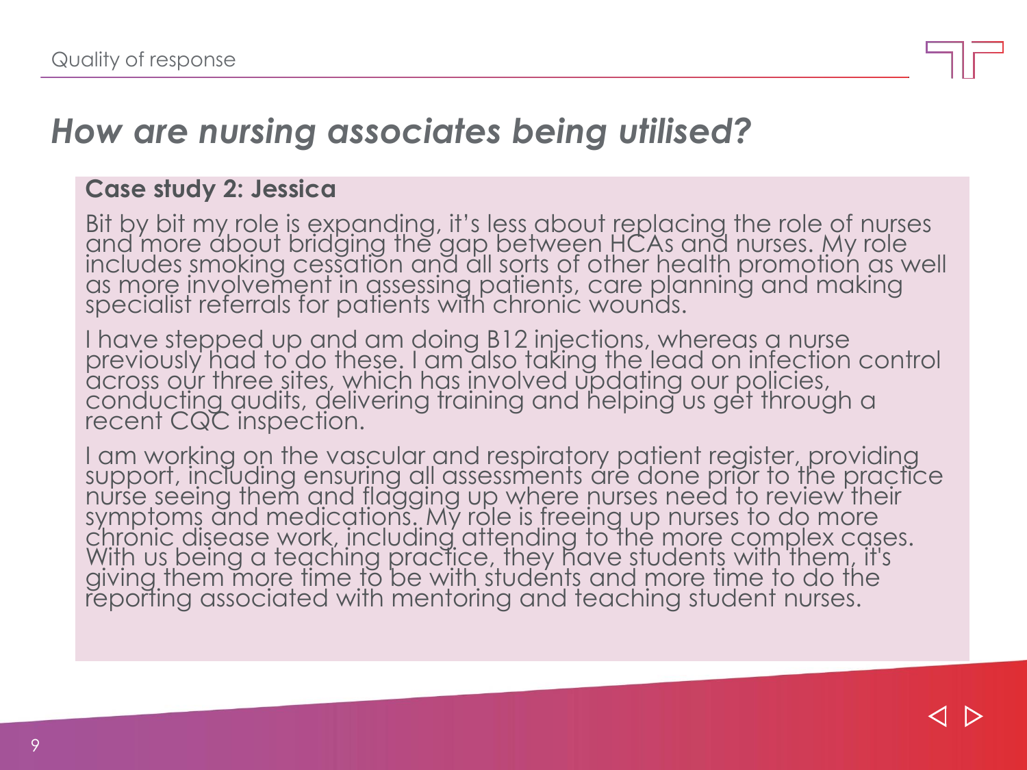# *How are nursing associates being utilised?*

**Case study 2: Jessica**

Bit by bit my role is expanding, it's less about replacing the role of nurses and more about bridging the gap between HCAs and nurses. My role includes smoking cessation and all sorts of other health promotion as well as more involvement in assessing patients, care planning and making specialist referrals for patients with chronic wounds.

I have stepped up and am doing B12 injections, whereas a nurse previously had to do these. I am also taking the lead on infection control across our three sites, which has involved updating our policies, conducting audits, delivering training and helping us get through a recent CQC inspection.

I am working on the vascular and respiratory patient register, providing support, including ensuring all assessments are done prior to the practice nurse seeing them and flagging up where nurses need to review their symptoms and medications. My role is freeing up nurses to do more chronic disease work, including attending to the more complex cases. With us being a teaching practice, they have students with them, it's giving them more time to be with students and more time to do the reporting associated with mentoring and teaching student nurses.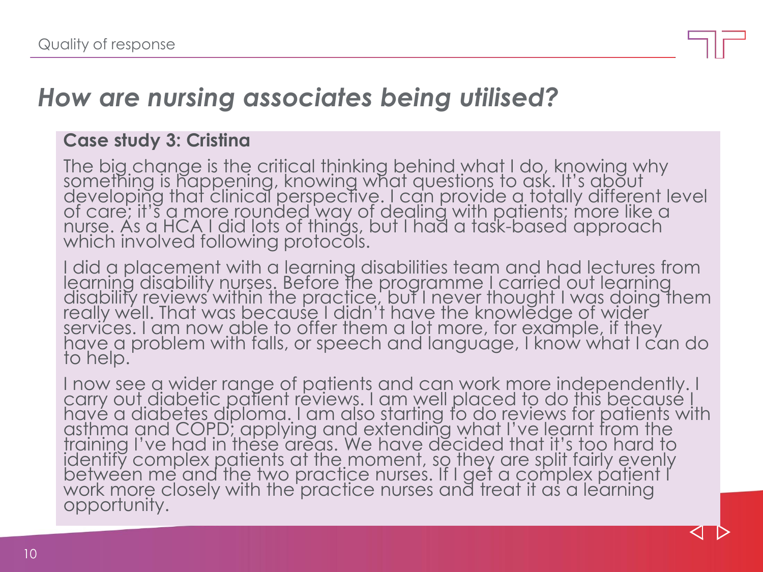# *How are nursing associates being utilised?*

**Case study 3: Cristina**

The big change is the critical thinking behind what I do, knowing why something is happening, knowing what questions to ask. It's about developing that clinical perspective. I can provide a totally different level of care; it's a more rounded way of dealing with patients; more like a nurse. As a HCA I did lots of things, but I had a task-based approach which involved following protocols.

I did a placement with a learning disabilities team and had lectures from learning disability nurses. Before the programme I carried out learning disability reviews within the practice, but I never thought I was doing them really well. That was because I didn't have the knowledge of wider services. I am now able to offer them a lot more, for example, if they have a problem with falls, or speech and language, I know what I can do to help.

I now see a wider range of patients and can work more independently. I carry out diabetic patient reviews. I am well placed to do this because I have a diabetes diploma. I am also starting to do reviews for patients with asthma and COPD; applying and extending what I've learnt from the training I've had in these areas. We have decided that it's too hard to identify complex patients at the moment, so they are split fairly evenly between me and the two practice nurses. If I get a complex patient I work more closely with the practice nurses and treat it as a learning opportunity.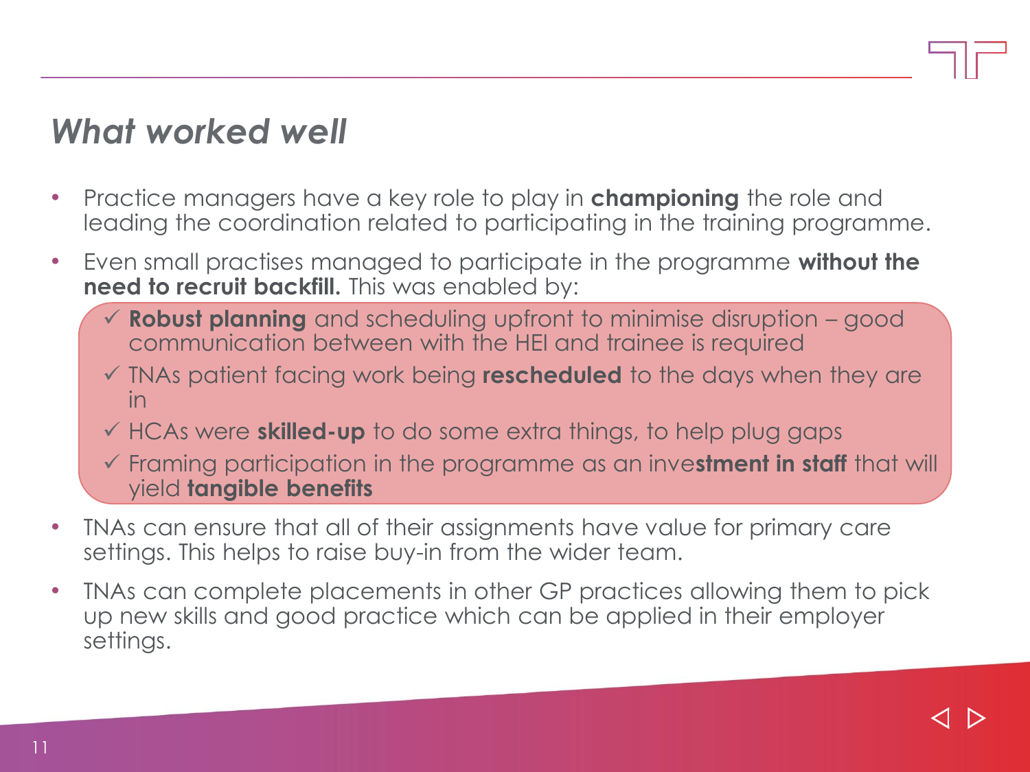## *What worked well*

- Practice managers have a key role to play in **championing** the role and leading the coordination related to participating in the training programme.
- Even small practises managed to participate in the programme **without the need to recruit backfill.** This was enabled by:
  - ✓ **Robust planning** and scheduling upfront to minimise disruption – good communication between with the HEI and trainee is required
  - ✓ TNAs patient facing work being **rescheduled** to the days when they are in
  - ✓ HCAs were **skilled-up** to do some extra things, to help plug gaps
  - ✓ Framing participation in the programme as an inve**stment in staff** that will yield **tangible benefits**
- TNAs can ensure that all of their assignments have value for primary care settings. This helps to raise buy-in from the wider team.
- TNAs can complete placements in other GP practices allowing them to pick up new skills and good practice which can be applied in their employer settings.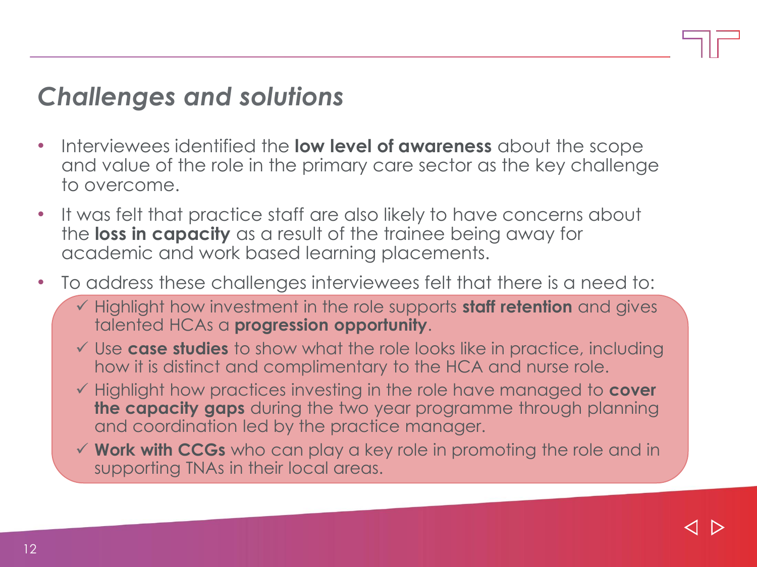# *Challenges and solutions*

- Interviewees identified the **low level of awareness** about the scope and value of the role in the primary care sector as the key challenge to overcome.
- It was felt that practice staff are also likely to have concerns about the **loss in capacity** as a result of the trainee being away for academic and work based learning placements.
- To address these challenges interviewees felt that there is a need to:
  - ✓ Highlight how investment in the role supports **staff retention** and gives talented HCAs a **progression opportunity**.
  - ✓ Use **case studies** to show what the role looks like in practice, including how it is distinct and complimentary to the HCA and nurse role.
  - ✓ Highlight how practices investing in the role have managed to **cover the capacity gaps** during the two year programme through planning and coordination led by the practice manager.
  - ✓ **Work with CCGs** who can play a key role in promoting the role and in supporting TNAs in their local areas.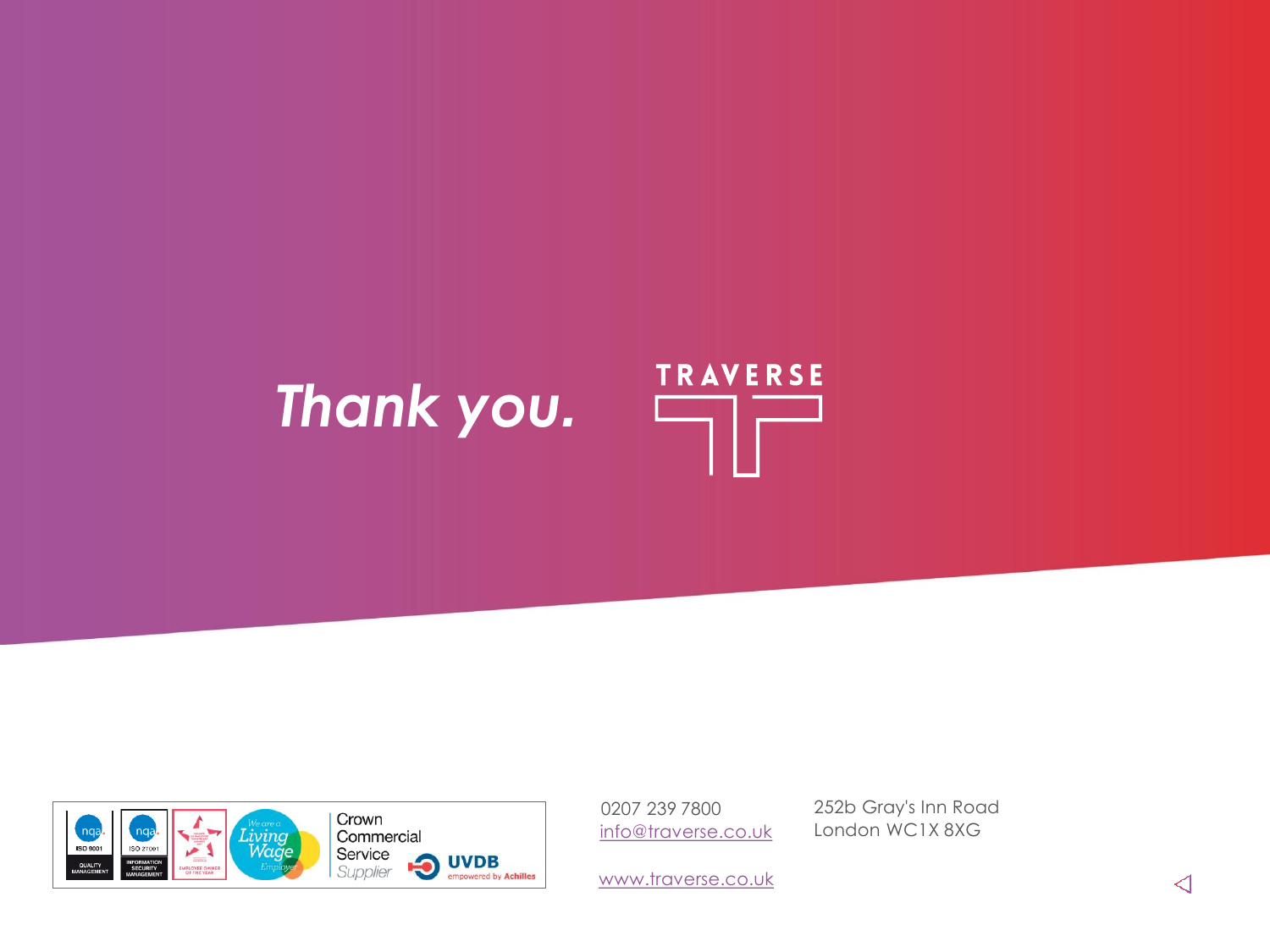# *Thank you.*

TRAVERSE

Crown Commercial Service Supplier

0207 239 7800
info@traverse.co.uk

www.traverse.co.uk

252b Gray's Inn Road
London WC1X 8XG